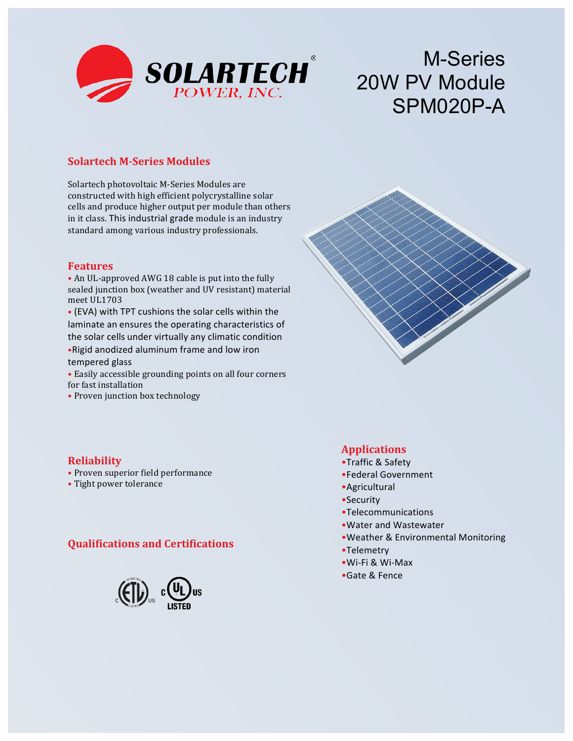SOLARTECH POWER, INC.

# M-Series 20W PV Module SPM020P-A

## Solartech M-Series Modules

Solartech photovoltaic M-Series Modules are constructed with high efficient polycrystalline solar cells and produce higher output per module than others in it class. This industrial grade module is an industry standard among various industry professionals.

## Features

- An UL-approved AWG 18 cable is put into the fully sealed junction box (weather and UV resistant) material meet UL1703
- (EVA) with TPT cushions the solar cells within the laminate an ensures the operating characteristics of the solar cells under virtually any climatic condition
- Rigid anodized aluminum frame and low iron tempered glass
- Easily accessible grounding points on all four corners for fast installation
- Proven junction box technology

## Reliability

- Proven superior field performance
- Tight power tolerance

## Qualifications and Certifications

## Applications

- Traffic & Safety
- Federal Government
- Agricultural
- Security
- Telecommunications
- Water and Wastewater
- Weather & Environmental Monitoring
- Telemetry
- Wi-Fi & Wi-Max
- Gate & Fence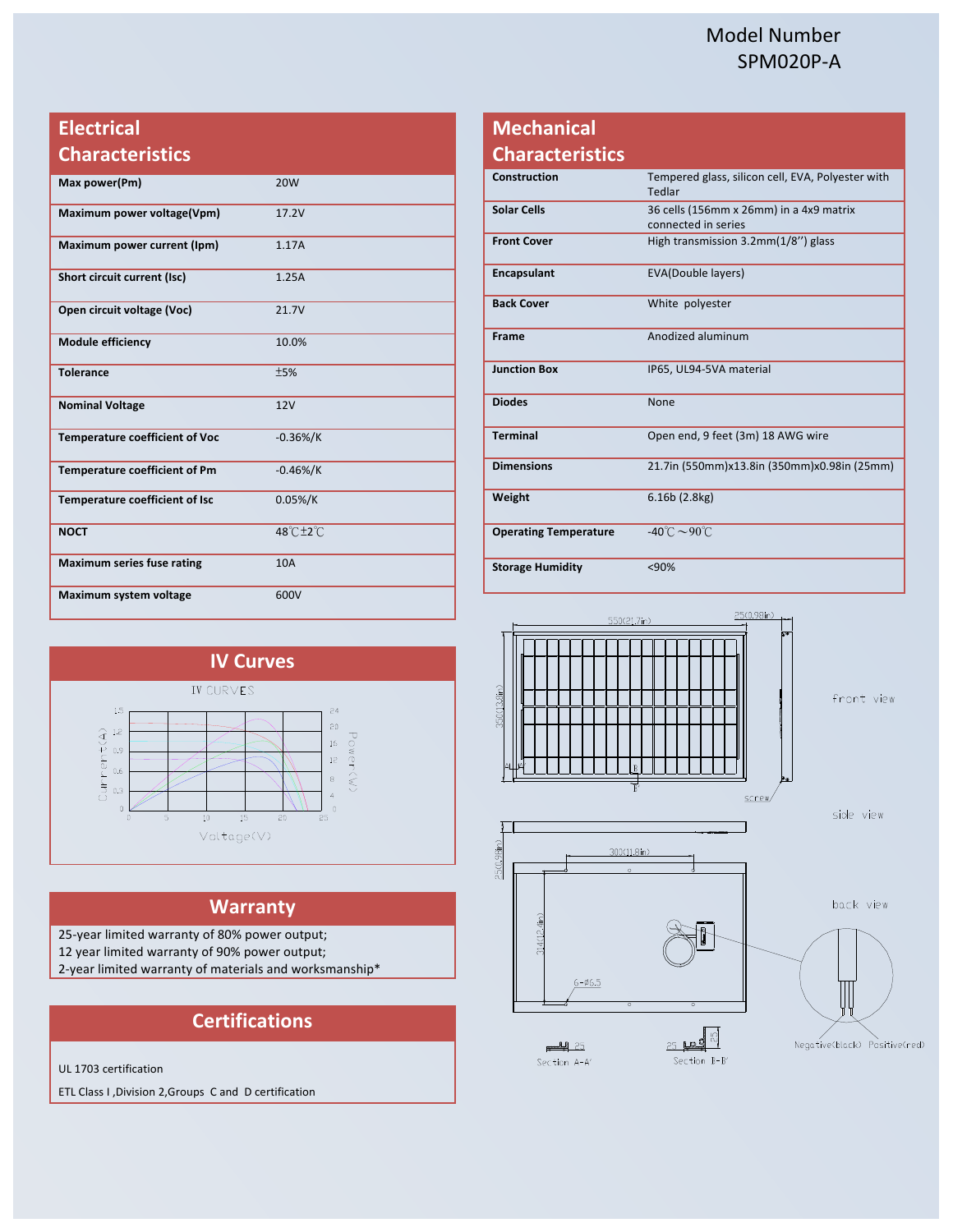Model Number
SPM020P-A

## Electrical Characteristics

| | |
|---|---|
| **Max power(Pm)** | 20W |
| **Maximum power voltage(Vpm)** | 17.2V |
| **Maximum power current (Ipm)** | 1.17A |
| **Short circuit current (Isc)** | 1.25A |
| **Open circuit voltage (Voc)** | 21.7V |
| **Module efficiency** | 10.0% |
| **Tolerance** | ±5% |
| **Nominal Voltage** | 12V |
| **Temperature coefficient of Voc** | -0.36%/K |
| **Temperature coefficient of Pm** | -0.46%/K |
| **Temperature coefficient of Isc** | 0.05%/K |
| **NOCT** | 48℃±2℃ |
| **Maximum series fuse rating** | 10A |
| **Maximum system voltage** | 600V |

## IV Curves

IV CURVES

Current(A)

Power(W)

Voltage(V)

0 0.3 0.6 0.9 1.2 1.5

0 4 8 12 16 20 24

0 5 10 15 20 25

## Warranty

25-year limited warranty of 80% power output;
12 year limited warranty of 90% power output;
2-year limited warranty of materials and workmanship*

## Certifications

UL 1703 certification

ETL Class I ,Division 2,Groups C and D certification

## Mechanical Characteristics

| | |
|---|---|
| **Construction** | Tempered glass, silicon cell, EVA, Polyester with Tedlar |
| **Solar Cells** | 36 cells (156mm x 26mm) in a 4x9 matrix connected in series |
| **Front Cover** | High transmission 3.2mm(1/8'') glass |
| **Encapsulant** | EVA(Double layers) |
| **Back Cover** | White polyester |
| **Frame** | Anodized aluminum |
| **Junction Box** | IP65, UL94-5VA material |
| **Diodes** | None |
| **Terminal** | Open end, 9 feet (3m) 18 AWG wire |
| **Dimensions** | 21.7in (550mm)x13.8in (350mm)x0.98in (25mm) |
| **Weight** | 6.16b (2.8kg) |
| **Operating Temperature** | -40℃～90℃ |
| **Storage Humidity** | <90% |

550(21.7in)

25(0.98in)

350(13.8in)

front view

screw

side view

25(0.98in)

300(11.8in)

314(12.4in)

6-Ø6.5

back view

Section A-A'

Section B-B'

Negative(black) Positive(red)